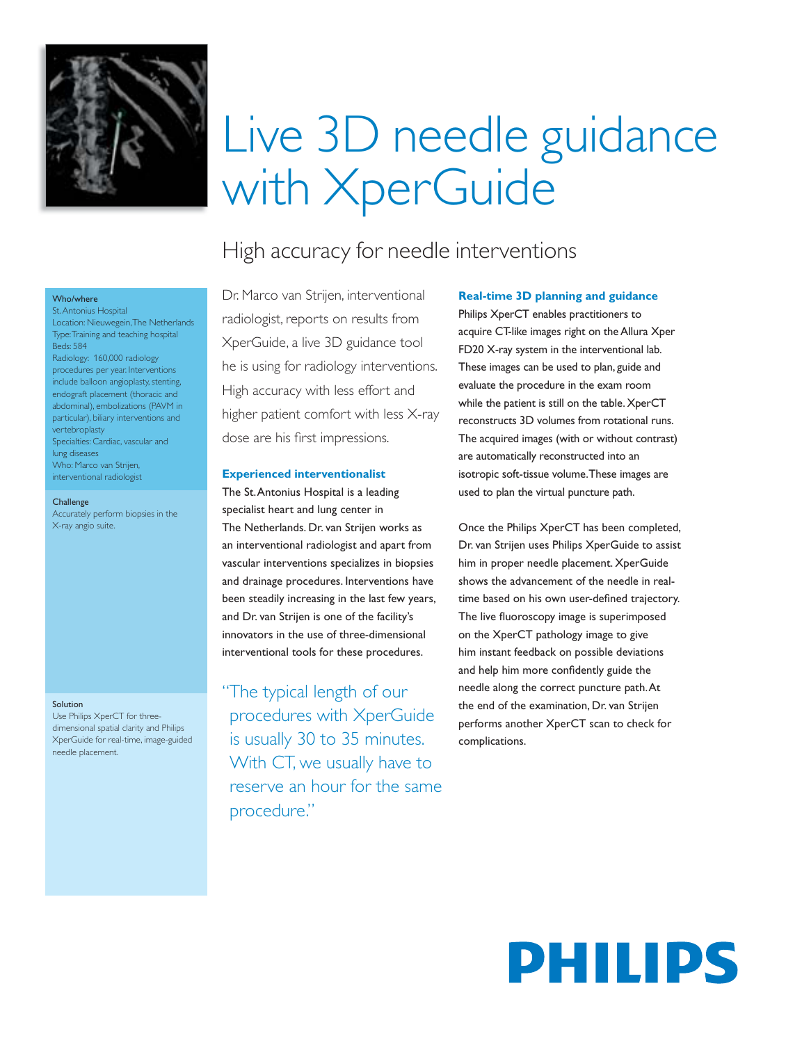# Live 3D needle guidance with XperGuide

## High accuracy for needle interventions

**Who/where**
St. Antonius Hospital
Location: Nieuwegein, The Netherlands
Type: Training and teaching hospital
Beds: 584
Radiology: 160,000 radiology procedures per year. Interventions include balloon angioplasty, stenting, endograft placement (thoracic and abdominal), embolizations (PAVM in particular), biliary interventions and vertebroplasty
Specialties: Cardiac, vascular and lung diseases
Who: Marco van Strijen, interventional radiologist

**Challenge**
Accurately perform biopsies in the X-ray angio suite.

**Solution**
Use Philips XperCT for three-dimensional spatial clarity and Philips XperGuide for real-time, image-guided needle placement.

Dr. Marco van Strijen, interventional radiologist, reports on results from XperGuide, a live 3D guidance tool he is using for radiology interventions. High accuracy with less effort and higher patient comfort with less X-ray dose are his first impressions.

### Experienced interventionalist

The St. Antonius Hospital is a leading specialist heart and lung center in The Netherlands. Dr. van Strijen works as an interventional radiologist and apart from vascular interventions specializes in biopsies and drainage procedures. Interventions have been steadily increasing in the last few years, and Dr. van Strijen is one of the facility's innovators in the use of three-dimensional interventional tools for these procedures.

"The typical length of our procedures with XperGuide is usually 30 to 35 minutes. With CT, we usually have to reserve an hour for the same procedure."

### Real-time 3D planning and guidance

Philips XperCT enables practitioners to acquire CT-like images right on the Allura Xper FD20 X-ray system in the interventional lab. These images can be used to plan, guide and evaluate the procedure in the exam room while the patient is still on the table. XperCT reconstructs 3D volumes from rotational runs. The acquired images (with or without contrast) are automatically reconstructed into an isotropic soft-tissue volume. These images are used to plan the virtual puncture path.

Once the Philips XperCT has been completed, Dr. van Strijen uses Philips XperGuide to assist him in proper needle placement. XperGuide shows the advancement of the needle in real-time based on his own user-defined trajectory. The live fluoroscopy image is superimposed on the XperCT pathology image to give him instant feedback on possible deviations and help him more confidently guide the needle along the correct puncture path. At the end of the examination, Dr. van Strijen performs another XperCT scan to check for complications.

**PHILIPS**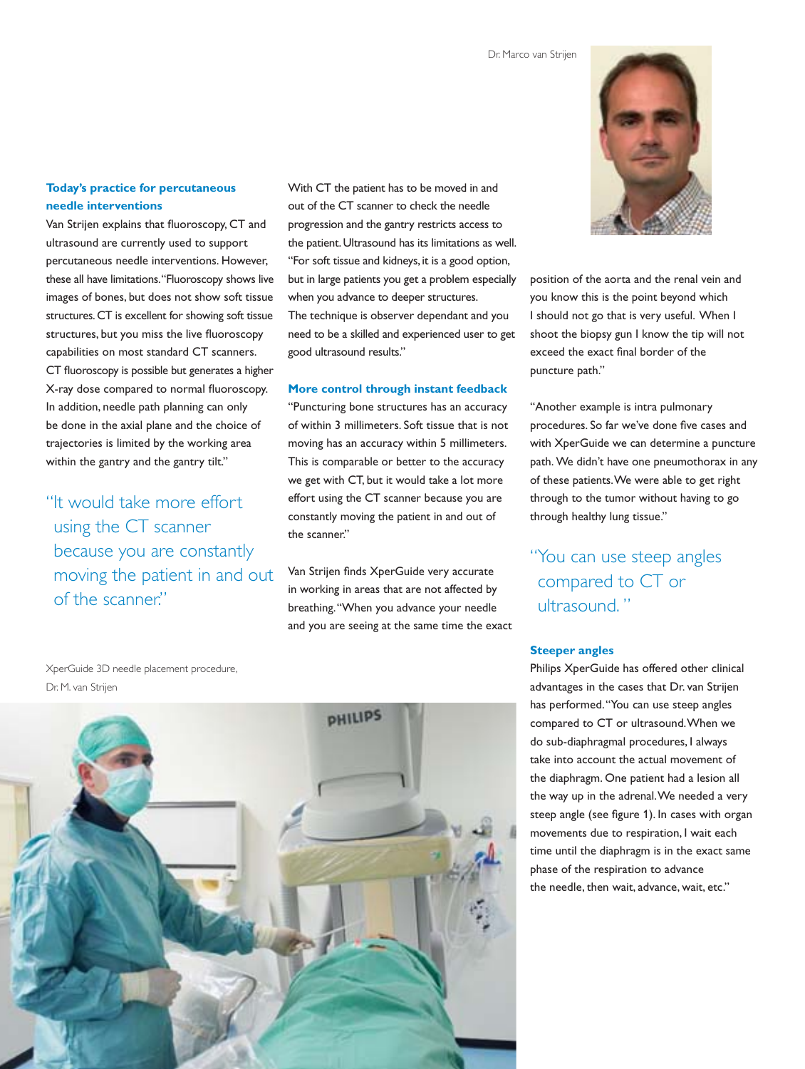Dr. Marco van Strijen

### Today's practice for percutaneous needle interventions

Van Strijen explains that fluoroscopy, CT and ultrasound are currently used to support percutaneous needle interventions. However, these all have limitations. "Fluoroscopy shows live images of bones, but does not show soft tissue structures. CT is excellent for showing soft tissue structures, but you miss the live fluoroscopy capabilities on most standard CT scanners. CT fluoroscopy is possible but generates a higher X-ray dose compared to normal fluoroscopy. In addition, needle path planning can only be done in the axial plane and the choice of trajectories is limited by the working area within the gantry and the gantry tilt."

> "It would take more effort using the CT scanner because you are constantly moving the patient in and out of the scanner."

With CT the patient has to be moved in and out of the CT scanner to check the needle progression and the gantry restricts access to the patient. Ultrasound has its limitations as well. "For soft tissue and kidneys, it is a good option, but in large patients you get a problem especially when you advance to deeper structures. The technique is observer dependant and you need to be a skilled and experienced user to get good ultrasound results."

### More control through instant feedback

"Puncturing bone structures has an accuracy of within 3 millimeters. Soft tissue that is not moving has an accuracy within 5 millimeters. This is comparable or better to the accuracy we get with CT, but it would take a lot more effort using the CT scanner because you are constantly moving the patient in and out of the scanner."

Van Strijen finds XperGuide very accurate in working in areas that are not affected by breathing. "When you advance your needle and you are seeing at the same time the exact position of the aorta and the renal vein and you know this is the point beyond which I should not go that is very useful. When I shoot the biopsy gun I know the tip will not exceed the exact final border of the puncture path."

"Another example is intra pulmonary procedures. So far we've done five cases and with XperGuide we can determine a puncture path. We didn't have one pneumothorax in any of these patients. We were able to get right through to the tumor without having to go through healthy lung tissue."

> "You can use steep angles compared to CT or ultrasound."

### Steeper angles

Philips XperGuide has offered other clinical advantages in the cases that Dr. van Strijen has performed. "You can use steep angles compared to CT or ultrasound. When we do sub-diaphragmal procedures, I always take into account the actual movement of the diaphragm. One patient had a lesion all the way up in the adrenal. We needed a very steep angle (see figure 1). In cases with organ movements due to respiration, I wait each time until the diaphragm is in the exact same phase of the respiration to advance the needle, then wait, advance, wait, etc."

XperGuide 3D needle placement procedure, Dr. M. van Strijen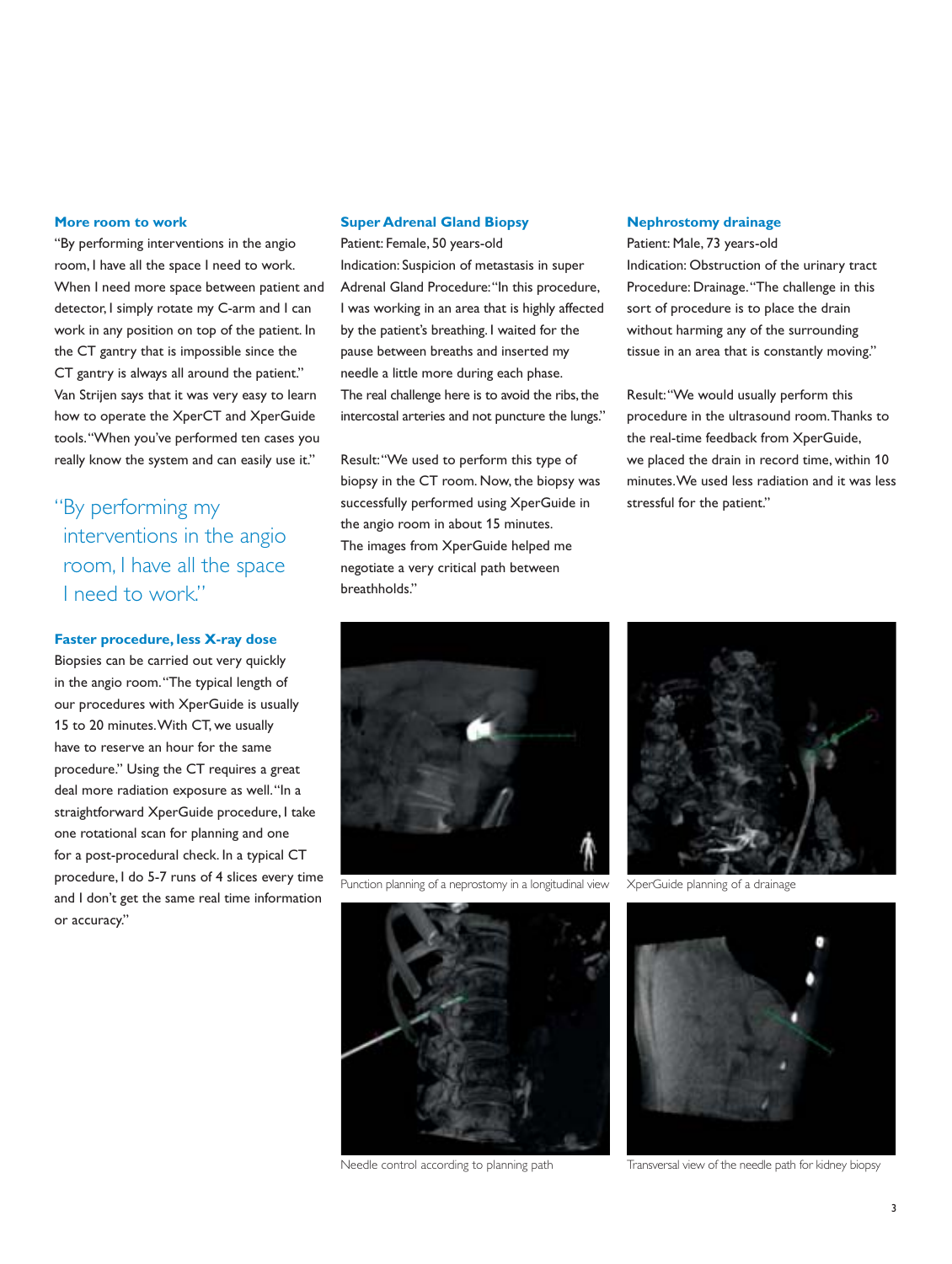### More room to work

"By performing interventions in the angio room, I have all the space I need to work. When I need more space between patient and detector, I simply rotate my C-arm and I can work in any position on top of the patient. In the CT gantry that is impossible since the CT gantry is always all around the patient." Van Strijen says that it was very easy to learn how to operate the XperCT and XperGuide tools. "When you've performed ten cases you really know the system and can easily use it."

> "By performing my interventions in the angio room, I have all the space I need to work."

### Faster procedure, less X-ray dose

Biopsies can be carried out very quickly in the angio room. "The typical length of our procedures with XperGuide is usually 15 to 20 minutes. With CT, we usually have to reserve an hour for the same procedure." Using the CT requires a great deal more radiation exposure as well. "In a straightforward XperGuide procedure, I take one rotational scan for planning and one for a post-procedural check. In a typical CT procedure, I do 5-7 runs of 4 slices every time and I don't get the same real time information or accuracy."

### Super Adrenal Gland Biopsy

Patient: Female, 50 years-old
Indication: Suspicion of metastasis in super Adrenal Gland Procedure: "In this procedure, I was working in an area that is highly affected by the patient's breathing. I waited for the pause between breaths and inserted my needle a little more during each phase. The real challenge here is to avoid the ribs, the intercostal arteries and not puncture the lungs."

Result: "We used to perform this type of biopsy in the CT room. Now, the biopsy was successfully performed using XperGuide in the angio room in about 15 minutes. The images from XperGuide helped me negotiate a very critical path between breathholds."

### Nephrostomy drainage

Patient: Male, 73 years-old
Indication: Obstruction of the urinary tract
Procedure: Drainage. "The challenge in this sort of procedure is to place the drain without harming any of the surrounding tissue in an area that is constantly moving."

Result: "We would usually perform this procedure in the ultrasound room. Thanks to the real-time feedback from XperGuide, we placed the drain in record time, within 10 minutes. We used less radiation and it was less stressful for the patient."

Punction planning of a neprostomy in a longitudinal view

XperGuide planning of a drainage

Needle control according to planning path

Transversal view of the needle path for kidney biopsy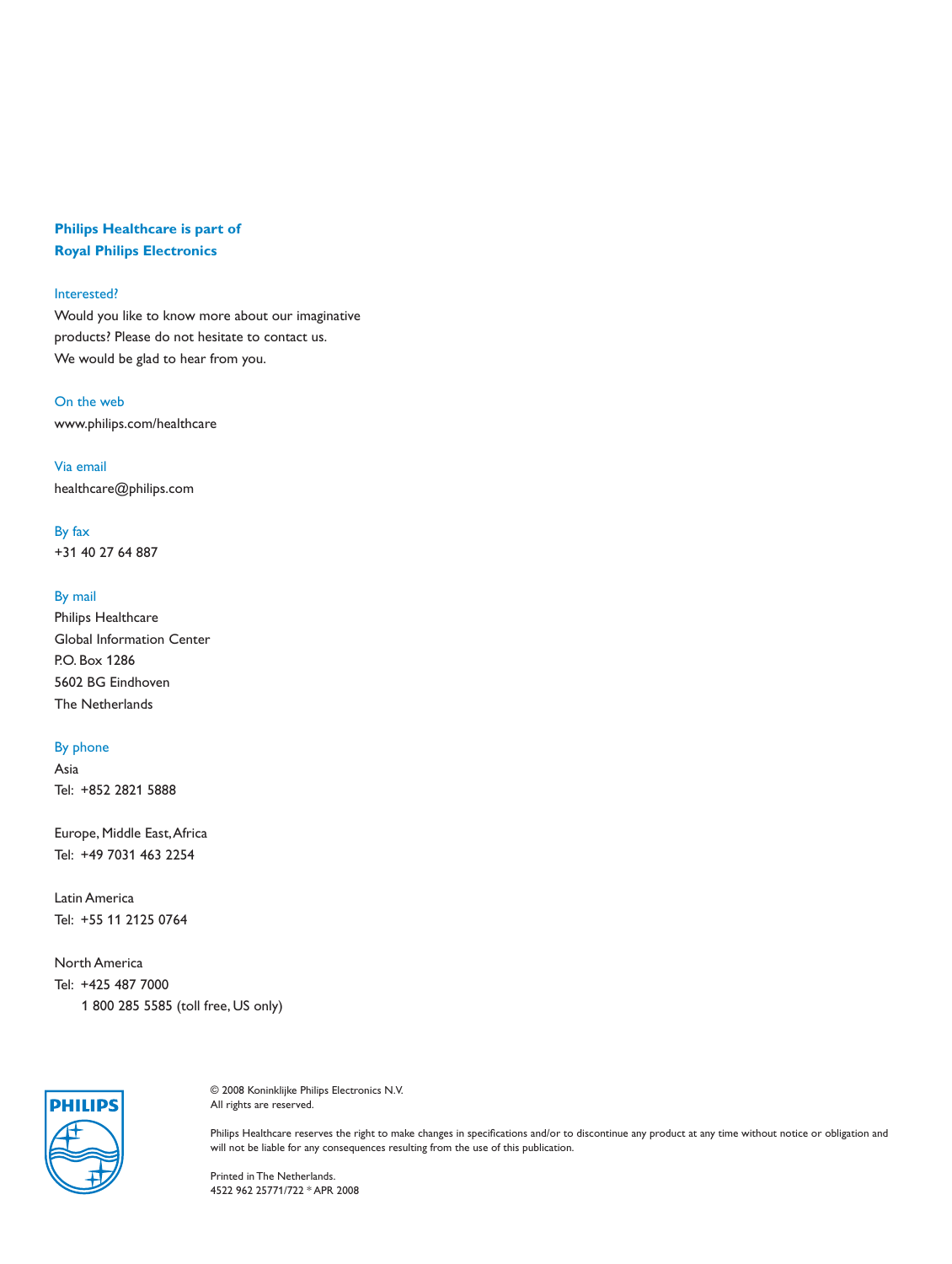**Philips Healthcare is part of Royal Philips Electronics**

Interested?

Would you like to know more about our imaginative products? Please do not hesitate to contact us. We would be glad to hear from you.

On the web

www.philips.com/healthcare

Via email

healthcare@philips.com

By fax

+31 40 27 64 887

By mail

Philips Healthcare
Global Information Center
P.O. Box 1286
5602 BG Eindhoven
The Netherlands

By phone

Asia
Tel: +852 2821 5888

Europe, Middle East, Africa
Tel: +49 7031 463 2254

Latin America
Tel: +55 11 2125 0764

North America
Tel: +425 487 7000
1 800 285 5585 (toll free, US only)

© 2008 Koninklijke Philips Electronics N.V.
All rights are reserved.

Philips Healthcare reserves the right to make changes in specifications and/or to discontinue any product at any time without notice or obligation and will not be liable for any consequences resulting from the use of this publication.

Printed in The Netherlands.
4522 962 25771/722 * APR 2008